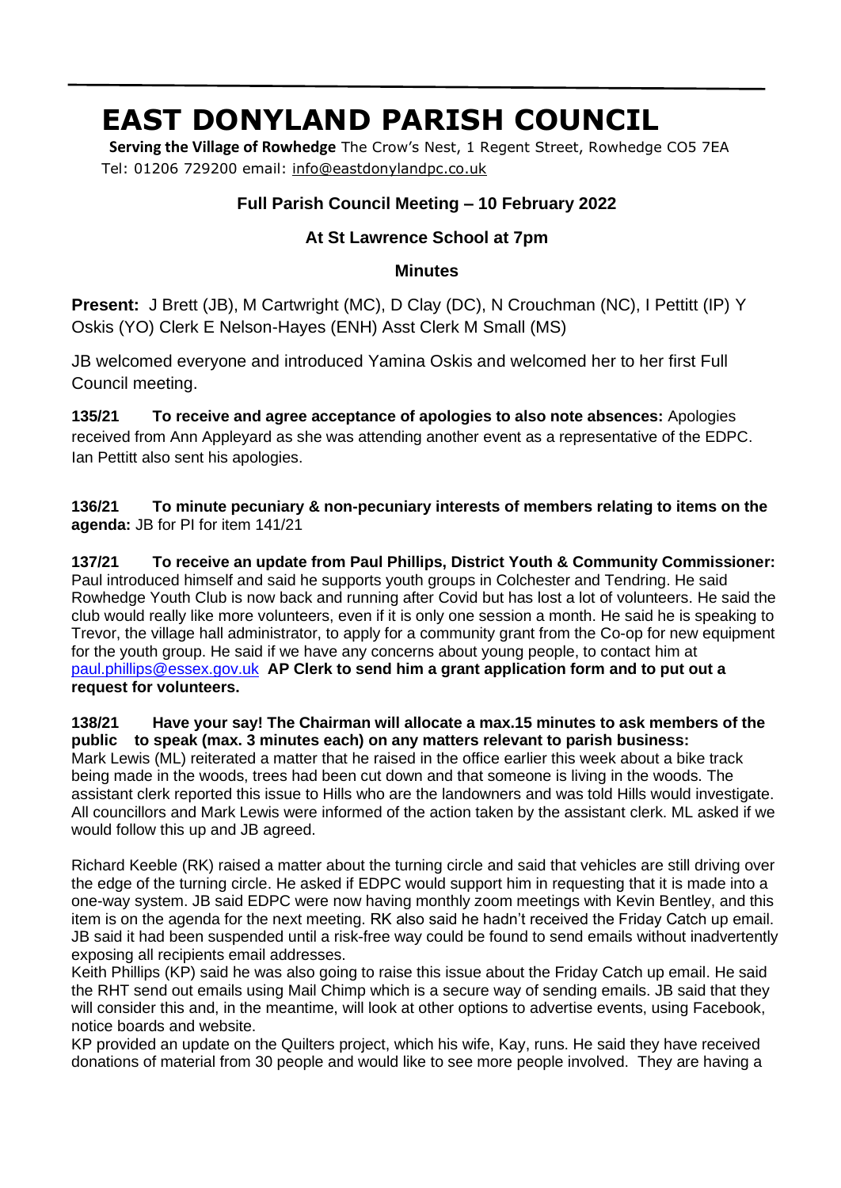# EAST DONYLAND PARISH COUNCIL

**Serving the Village of Rowhedge** The Crow's Nest, 1 Regent Street, Rowhedge CO5 7EA
Tel: 01206 729200 email: info@eastdonylandpc.co.uk

## Full Parish Council Meeting – 10 February 2022

### At St Lawrence School at 7pm

### Minutes

**Present:** J Brett (JB), M Cartwright (MC), D Clay (DC), N Crouchman (NC), I Pettitt (IP) Y Oskis (YO) Clerk E Nelson-Hayes (ENH) Asst Clerk M Small (MS)

JB welcomed everyone and introduced Yamina Oskis and welcomed her to her first Full Council meeting.

**135/21 To receive and agree acceptance of apologies to also note absences:** Apologies received from Ann Appleyard as she was attending another event as a representative of the EDPC. Ian Pettitt also sent his apologies.

**136/21 To minute pecuniary & non-pecuniary interests of members relating to items on the agenda:** JB for PI for item 141/21

**137/21 To receive an update from Paul Phillips, District Youth & Community Commissioner:** Paul introduced himself and said he supports youth groups in Colchester and Tendring. He said Rowhedge Youth Club is now back and running after Covid but has lost a lot of volunteers. He said the club would really like more volunteers, even if it is only one session a month. He said he is speaking to Trevor, the village hall administrator, to apply for a community grant from the Co-op for new equipment for the youth group. He said if we have any concerns about young people, to contact him at paul.phillips@essex.gov.uk **AP Clerk to send him a grant application form and to put out a request for volunteers.**

**138/21 Have your say! The Chairman will allocate a max.15 minutes to ask members of the public to speak (max. 3 minutes each) on any matters relevant to parish business:**
Mark Lewis (ML) reiterated a matter that he raised in the office earlier this week about a bike track being made in the woods, trees had been cut down and that someone is living in the woods. The assistant clerk reported this issue to Hills who are the landowners and was told Hills would investigate. All councillors and Mark Lewis were informed of the action taken by the assistant clerk. ML asked if we would follow this up and JB agreed.

Richard Keeble (RK) raised a matter about the turning circle and said that vehicles are still driving over the edge of the turning circle. He asked if EDPC would support him in requesting that it is made into a one-way system. JB said EDPC were now having monthly zoom meetings with Kevin Bentley, and this item is on the agenda for the next meeting. RK also said he hadn't received the Friday Catch up email. JB said it had been suspended until a risk-free way could be found to send emails without inadvertently exposing all recipients email addresses.

Keith Phillips (KP) said he was also going to raise this issue about the Friday Catch up email. He said the RHT send out emails using Mail Chimp which is a secure way of sending emails. JB said that they will consider this and, in the meantime, will look at other options to advertise events, using Facebook, notice boards and website.

KP provided an update on the Quilters project, which his wife, Kay, runs. He said they have received donations of material from 30 people and would like to see more people involved. They are having a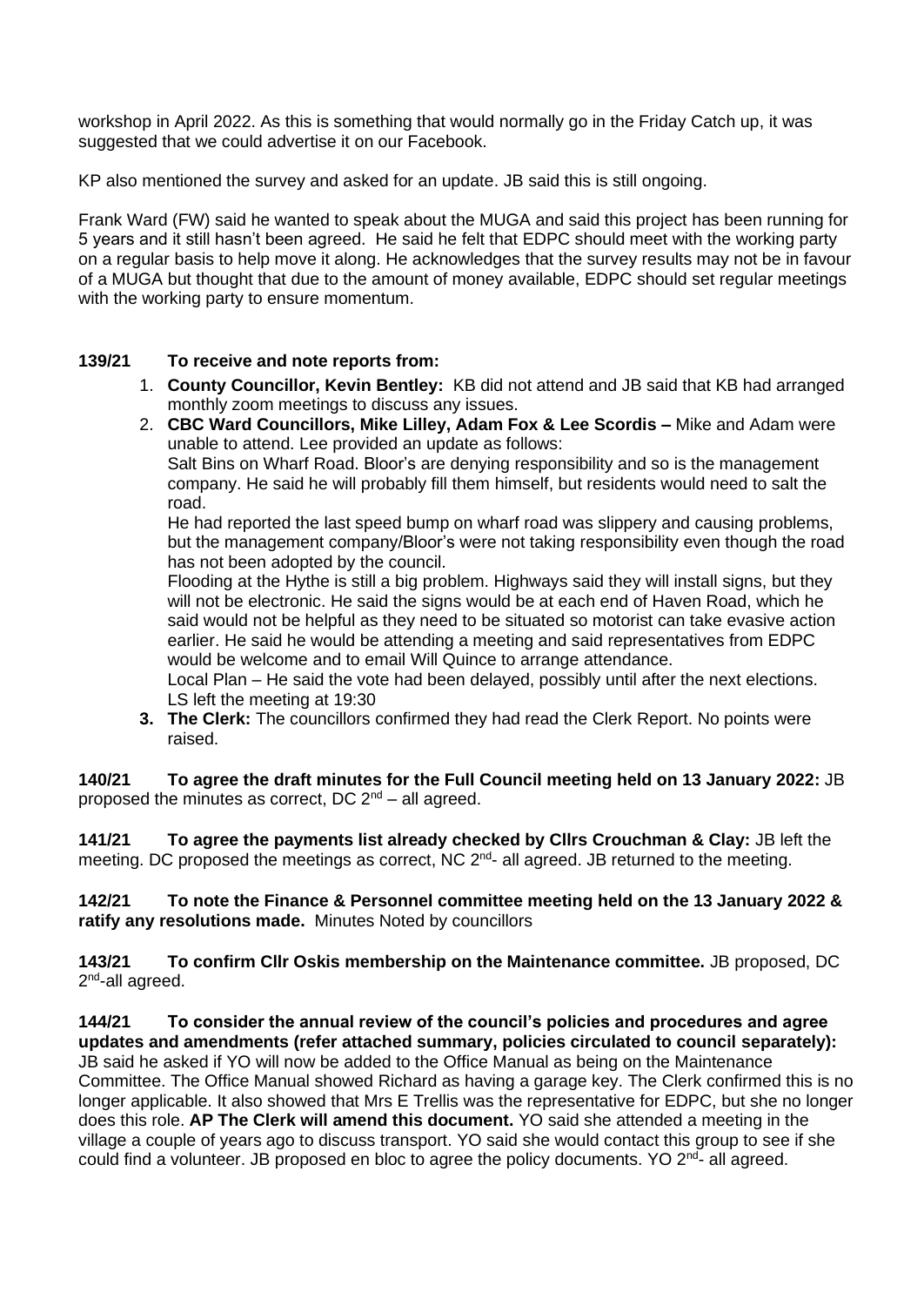workshop in April 2022. As this is something that would normally go in the Friday Catch up, it was suggested that we could advertise it on our Facebook.

KP also mentioned the survey and asked for an update. JB said this is still ongoing.

Frank Ward (FW) said he wanted to speak about the MUGA and said this project has been running for 5 years and it still hasn't been agreed. He said he felt that EDPC should meet with the working party on a regular basis to help move it along. He acknowledges that the survey results may not be in favour of a MUGA but thought that due to the amount of money available, EDPC should set regular meetings with the working party to ensure momentum.

**139/21 To receive and note reports from:**

1. **County Councillor, Kevin Bentley:** KB did not attend and JB said that KB had arranged monthly zoom meetings to discuss any issues.
2. **CBC Ward Councillors, Mike Lilley, Adam Fox & Lee Scordis –** Mike and Adam were unable to attend. Lee provided an update as follows:
   Salt Bins on Wharf Road. Bloor's are denying responsibility and so is the management company. He said he will probably fill them himself, but residents would need to salt the road.
   He had reported the last speed bump on wharf road was slippery and causing problems, but the management company/Bloor's were not taking responsibility even though the road has not been adopted by the council.
   Flooding at the Hythe is still a big problem. Highways said they will install signs, but they will not be electronic. He said the signs would be at each end of Haven Road, which he said would not be helpful as they need to be situated so motorist can take evasive action earlier. He said he would be attending a meeting and said representatives from EDPC would be welcome and to email Will Quince to arrange attendance.
   Local Plan – He said the vote had been delayed, possibly until after the next elections.
   LS left the meeting at 19:30
3. **The Clerk:** The councillors confirmed they had read the Clerk Report. No points were raised.

**140/21 To agree the draft minutes for the Full Council meeting held on 13 January 2022:** JB proposed the minutes as correct, DC 2nd – all agreed.

**141/21 To agree the payments list already checked by Cllrs Crouchman & Clay:** JB left the meeting. DC proposed the meetings as correct, NC 2nd- all agreed. JB returned to the meeting.

**142/21 To note the Finance & Personnel committee meeting held on the 13 January 2022 & ratify any resolutions made.** Minutes Noted by councillors

**143/21 To confirm Cllr Oskis membership on the Maintenance committee.** JB proposed, DC 2nd-all agreed.

**144/21 To consider the annual review of the council's policies and procedures and agree updates and amendments (refer attached summary, policies circulated to council separately):** JB said he asked if YO will now be added to the Office Manual as being on the Maintenance Committee. The Office Manual showed Richard as having a garage key. The Clerk confirmed this is no longer applicable. It also showed that Mrs E Trellis was the representative for EDPC, but she no longer does this role. **AP The Clerk will amend this document.** YO said she attended a meeting in the village a couple of years ago to discuss transport. YO said she would contact this group to see if she could find a volunteer. JB proposed en bloc to agree the policy documents. YO 2nd- all agreed.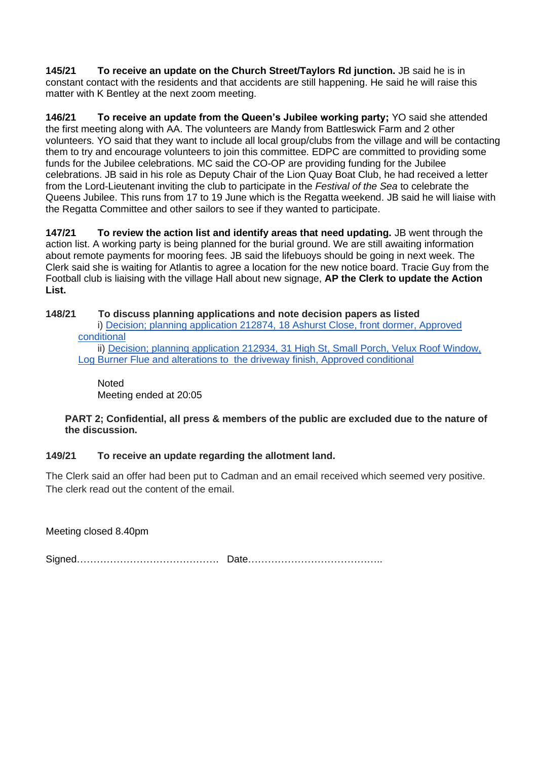**145/21 To receive an update on the Church Street/Taylors Rd junction.** JB said he is in constant contact with the residents and that accidents are still happening. He said he will raise this matter with K Bentley at the next zoom meeting.

**146/21 To receive an update from the Queen's Jubilee working party;** YO said she attended the first meeting along with AA. The volunteers are Mandy from Battleswick Farm and 2 other volunteers. YO said that they want to include all local group/clubs from the village and will be contacting them to try and encourage volunteers to join this committee. EDPC are committed to providing some funds for the Jubilee celebrations. MC said the CO-OP are providing funding for the Jubilee celebrations. JB said in his role as Deputy Chair of the Lion Quay Boat Club, he had received a letter from the Lord-Lieutenant inviting the club to participate in the *Festival of the Sea* to celebrate the Queens Jubilee. This runs from 17 to 19 June which is the Regatta weekend. JB said he will liaise with the Regatta Committee and other sailors to see if they wanted to participate.

**147/21 To review the action list and identify areas that need updating.** JB went through the action list. A working party is being planned for the burial ground. We are still awaiting information about remote payments for mooring fees. JB said the lifebuoys should be going in next week. The Clerk said she is waiting for Atlantis to agree a location for the new notice board. Tracie Guy from the Football club is liaising with the village Hall about new signage, **AP the Clerk to update the Action List.**

**148/21 To discuss planning applications and note decision papers as listed**

i) Decision; planning application 212874, 18 Ashurst Close, front dormer, Approved conditional

ii) Decision; planning application 212934, 31 High St, Small Porch, Velux Roof Window, Log Burner Flue and alterations to the driveway finish, Approved conditional

Noted
Meeting ended at 20:05

**PART 2; Confidential, all press & members of the public are excluded due to the nature of the discussion.**

**149/21 To receive an update regarding the allotment land.**

The Clerk said an offer had been put to Cadman and an email received which seemed very positive. The clerk read out the content of the email.

Meeting closed 8.40pm

Signed……………………………………. Date…………………………………..